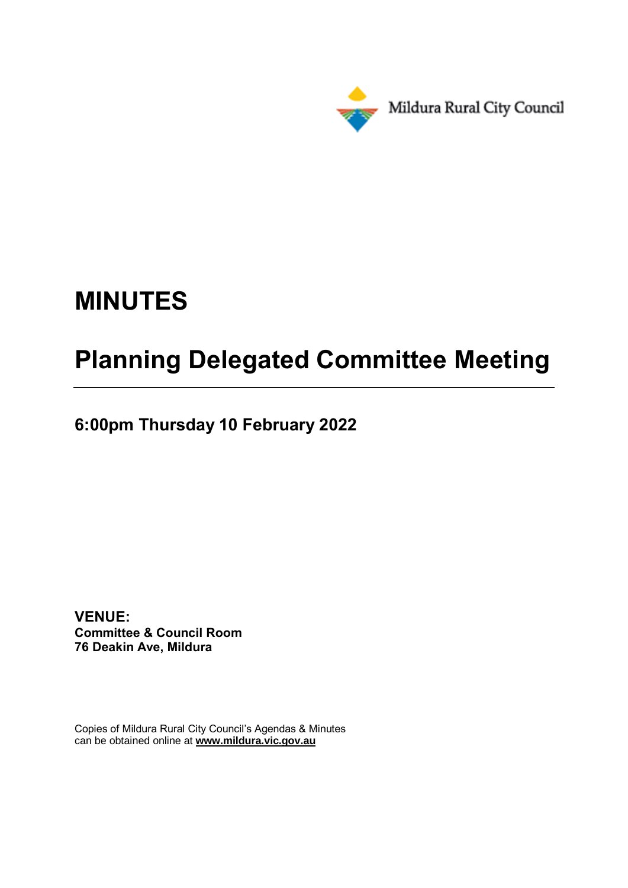Mildura Rural City Council

# MINUTES

# Planning Delegated Committee Meeting

## 6:00pm Thursday 10 February 2022

**VENUE:**
**Committee & Council Room**
**76 Deakin Ave, Mildura**

Copies of Mildura Rural City Council's Agendas & Minutes can be obtained online at **www.mildura.vic.gov.au**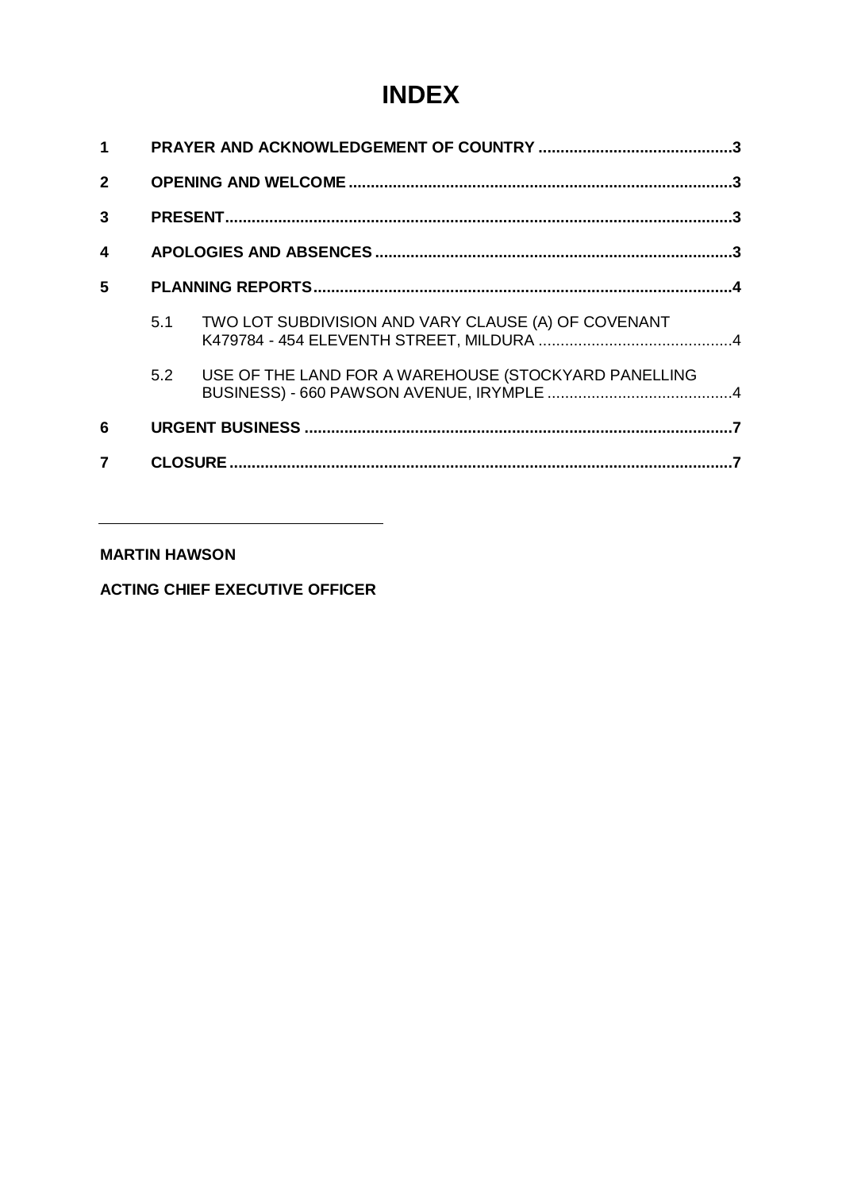# INDEX

| | | | |
|---|---|---|---|
| **1** | **PRAYER AND ACKNOWLEDGEMENT OF COUNTRY** | | **3** |
| **2** | **OPENING AND WELCOME** | | **3** |
| **3** | **PRESENT** | | **3** |
| **4** | **APOLOGIES AND ABSENCES** | | **3** |
| **5** | **PLANNING REPORTS** | | **4** |
| | 5.1 | TWO LOT SUBDIVISION AND VARY CLAUSE (A) OF COVENANT K479784 - 454 ELEVENTH STREET, MILDURA | 4 |
| | 5.2 | USE OF THE LAND FOR A WAREHOUSE (STOCKYARD PANELLING BUSINESS) - 660 PAWSON AVENUE, IRYMPLE | 4 |
| **6** | **URGENT BUSINESS** | | **7** |
| **7** | **CLOSURE** | | **7** |

---

**MARTIN HAWSON**

**ACTING CHIEF EXECUTIVE OFFICER**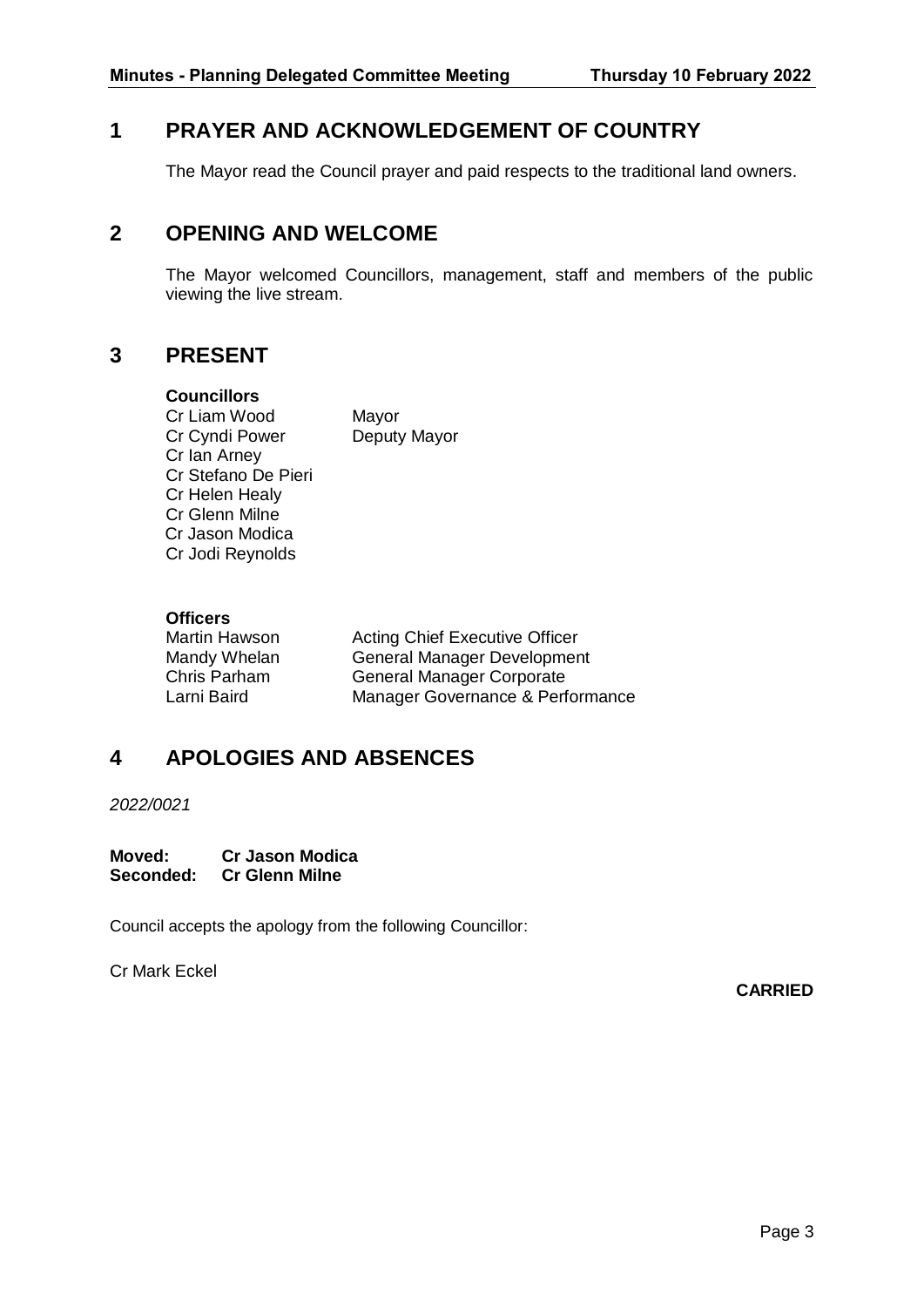## 1 PRAYER AND ACKNOWLEDGEMENT OF COUNTRY

The Mayor read the Council prayer and paid respects to the traditional land owners.

## 2 OPENING AND WELCOME

The Mayor welcomed Councillors, management, staff and members of the public viewing the live stream.

## 3 PRESENT

**Councillors**

| | |
|---|---|
| Cr Liam Wood | Mayor |
| Cr Cyndi Power | Deputy Mayor |
| Cr Ian Arney | |
| Cr Stefano De Pieri | |
| Cr Helen Healy | |
| Cr Glenn Milne | |
| Cr Jason Modica | |
| Cr Jodi Reynolds | |

**Officers**

| | |
|---|---|
| Martin Hawson | Acting Chief Executive Officer |
| Mandy Whelan | General Manager Development |
| Chris Parham | General Manager Corporate |
| Larni Baird | Manager Governance & Performance |

## 4 APOLOGIES AND ABSENCES

*2022/0021*

**Moved:** **Cr Jason Modica**
**Seconded:** **Cr Glenn Milne**

Council accepts the apology from the following Councillor:

Cr Mark Eckel

**CARRIED**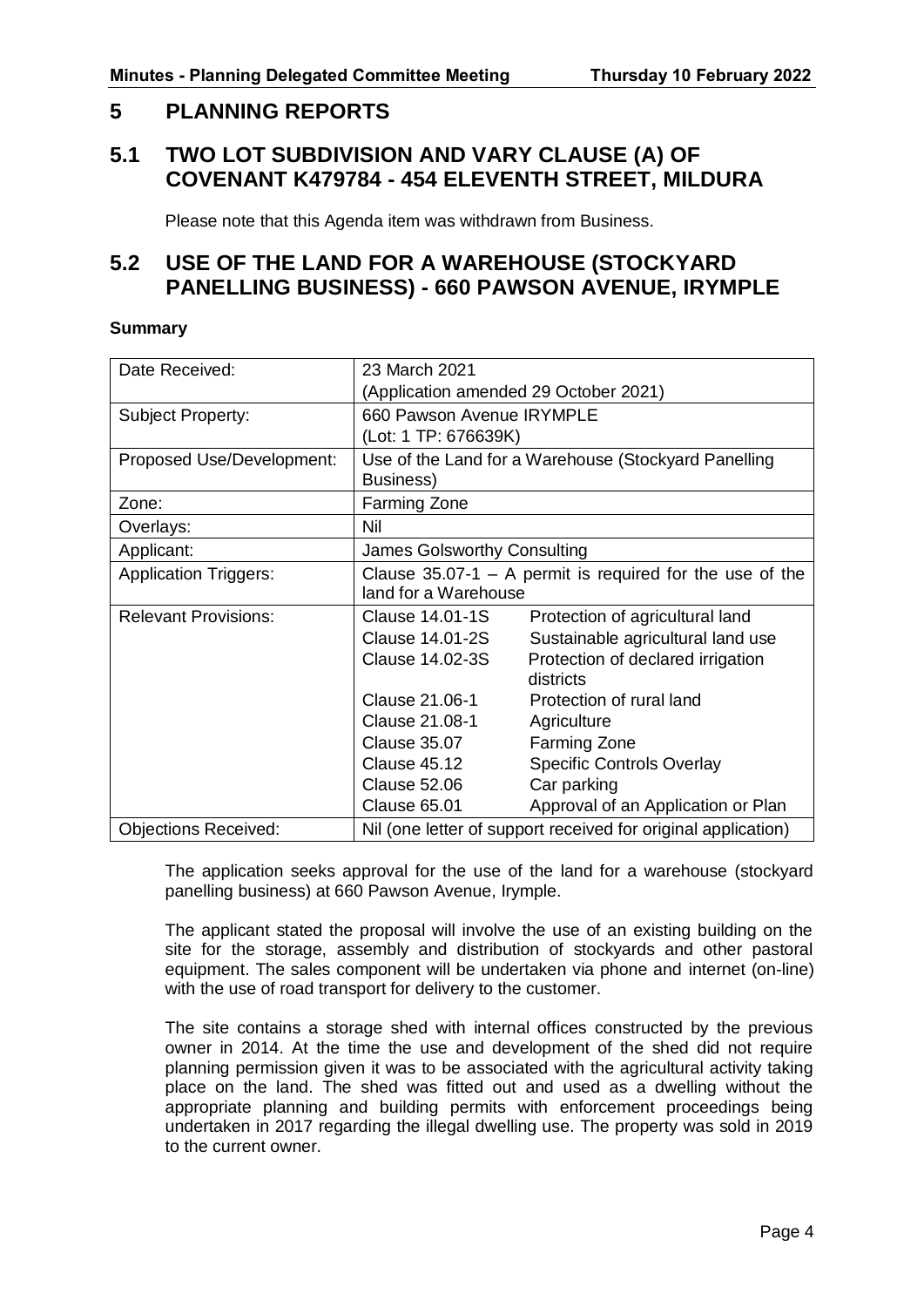# 5 PLANNING REPORTS

## 5.1 TWO LOT SUBDIVISION AND VARY CLAUSE (A) OF COVENANT K479784 - 454 ELEVENTH STREET, MILDURA

Please note that this Agenda item was withdrawn from Business.

## 5.2 USE OF THE LAND FOR A WAREHOUSE (STOCKYARD PANELLING BUSINESS) - 660 PAWSON AVENUE, IRYMPLE

**Summary**

| | | |
|---|---|---|
| Date Received: | 23 March 2021<br>(Application amended 29 October 2021) | |
| Subject Property: | 660 Pawson Avenue IRYMPLE<br>(Lot: 1 TP: 676639K) | |
| Proposed Use/Development: | Use of the Land for a Warehouse (Stockyard Panelling Business) | |
| Zone: | Farming Zone | |
| Overlays: | Nil | |
| Applicant: | James Golsworthy Consulting | |
| Application Triggers: | Clause 35.07-1 – A permit is required for the use of the land for a Warehouse | |
| Relevant Provisions: | Clause 14.01-1S<br>Clause 14.01-2S<br>Clause 14.02-3S<br><br>Clause 21.06-1<br>Clause 21.08-1<br>Clause 35.07<br>Clause 45.12<br>Clause 52.06<br>Clause 65.01 | Protection of agricultural land<br>Sustainable agricultural land use<br>Protection of declared irrigation districts<br>Protection of rural land<br>Agriculture<br>Farming Zone<br>Specific Controls Overlay<br>Car parking<br>Approval of an Application or Plan |
| Objections Received: | Nil (one letter of support received for original application) | |

The application seeks approval for the use of the land for a warehouse (stockyard panelling business) at 660 Pawson Avenue, Irymple.

The applicant stated the proposal will involve the use of an existing building on the site for the storage, assembly and distribution of stockyards and other pastoral equipment. The sales component will be undertaken via phone and internet (on-line) with the use of road transport for delivery to the customer.

The site contains a storage shed with internal offices constructed by the previous owner in 2014. At the time the use and development of the shed did not require planning permission given it was to be associated with the agricultural activity taking place on the land. The shed was fitted out and used as a dwelling without the appropriate planning and building permits with enforcement proceedings being undertaken in 2017 regarding the illegal dwelling use. The property was sold in 2019 to the current owner.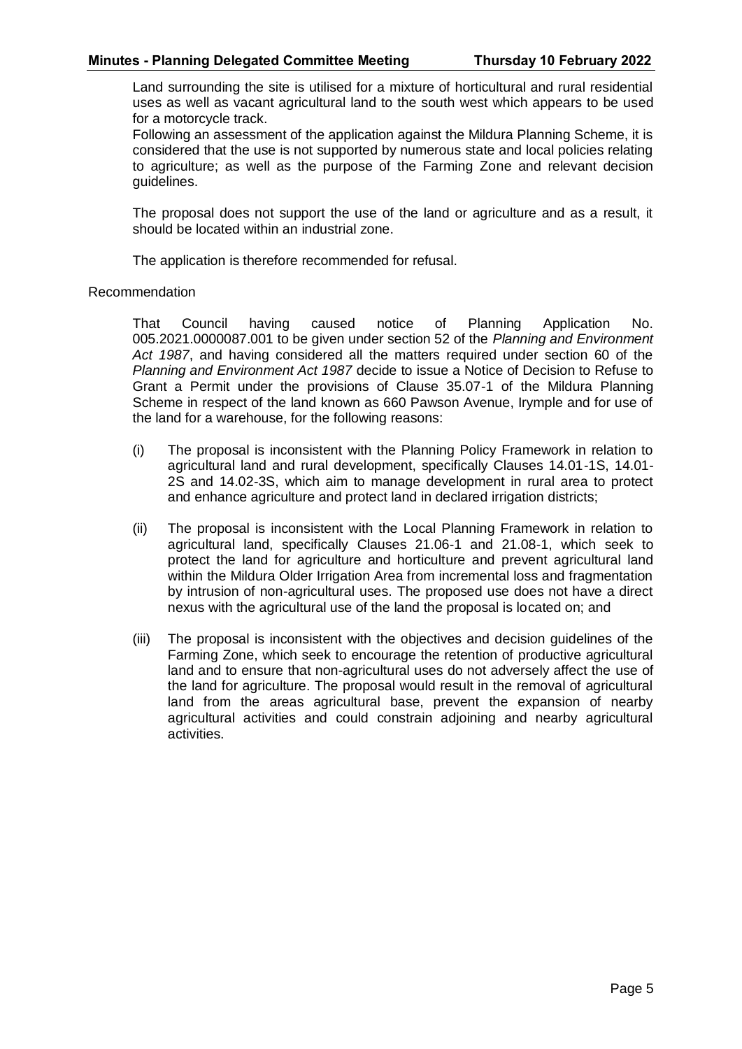Land surrounding the site is utilised for a mixture of horticultural and rural residential uses as well as vacant agricultural land to the south west which appears to be used for a motorcycle track.
Following an assessment of the application against the Mildura Planning Scheme, it is considered that the use is not supported by numerous state and local policies relating to agriculture; as well as the purpose of the Farming Zone and relevant decision guidelines.

The proposal does not support the use of the land or agriculture and as a result, it should be located within an industrial zone.

The application is therefore recommended for refusal.

Recommendation

That Council having caused notice of Planning Application No. 005.2021.0000087.001 to be given under section 52 of the *Planning and Environment Act 1987*, and having considered all the matters required under section 60 of the *Planning and Environment Act 1987* decide to issue a Notice of Decision to Refuse to Grant a Permit under the provisions of Clause 35.07-1 of the Mildura Planning Scheme in respect of the land known as 660 Pawson Avenue, Irymple and for use of the land for a warehouse, for the following reasons:

(i) The proposal is inconsistent with the Planning Policy Framework in relation to agricultural land and rural development, specifically Clauses 14.01-1S, 14.01-2S and 14.02-3S, which aim to manage development in rural area to protect and enhance agriculture and protect land in declared irrigation districts;

(ii) The proposal is inconsistent with the Local Planning Framework in relation to agricultural land, specifically Clauses 21.06-1 and 21.08-1, which seek to protect the land for agriculture and horticulture and prevent agricultural land within the Mildura Older Irrigation Area from incremental loss and fragmentation by intrusion of non-agricultural uses. The proposed use does not have a direct nexus with the agricultural use of the land the proposal is located on; and

(iii) The proposal is inconsistent with the objectives and decision guidelines of the Farming Zone, which seek to encourage the retention of productive agricultural land and to ensure that non-agricultural uses do not adversely affect the use of the land for agriculture. The proposal would result in the removal of agricultural land from the areas agricultural base, prevent the expansion of nearby agricultural activities and could constrain adjoining and nearby agricultural activities.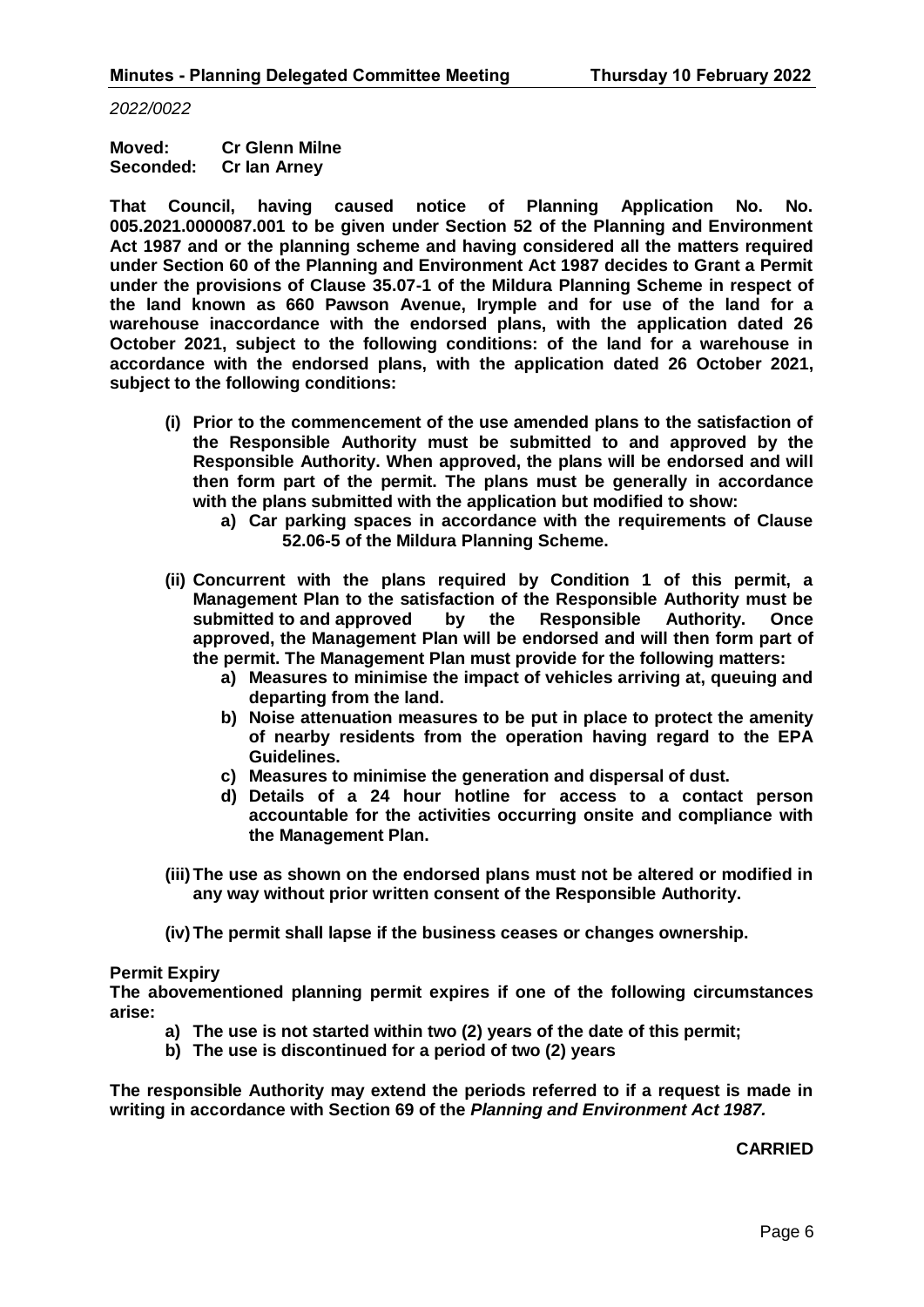*2022/0022*

**Moved:** **Cr Glenn Milne**
**Seconded:** **Cr Ian Arney**

**That Council, having caused notice of Planning Application No. No. 005.2021.0000087.001 to be given under Section 52 of the Planning and Environment Act 1987 and or the planning scheme and having considered all the matters required under Section 60 of the Planning and Environment Act 1987 decides to Grant a Permit under the provisions of Clause 35.07-1 of the Mildura Planning Scheme in respect of the land known as 660 Pawson Avenue, Irymple and for use of the land for a warehouse inaccordance with the endorsed plans, with the application dated 26 October 2021, subject to the following conditions: of the land for a warehouse in accordance with the endorsed plans, with the application dated for 26 October 2021, subject to the following conditions:**

- **(i) Prior to the commencement of the use amended plans to the satisfaction of the Responsible Authority must be submitted to and approved by the Responsible Authority. When approved, the plans will be endorsed and will then form part of the permit. The plans must be generally in accordance with the plans submitted with the application but modified to show:**
  - **a) Car parking spaces in accordance with the requirements of Clause 52.06-5 of the Mildura Planning Scheme.**
- **(ii) Concurrent with the plans required by Condition 1 of this permit, a Management Plan to the satisfaction of the Responsible Authority must be submitted to and approved by the Responsible Authority. Once approved, the Management Plan will be endorsed and will then form part of the permit. The Management Plan must provide for the following matters:**
  - **a) Measures to minimise the impact of vehicles arriving at, queuing and departing from the land.**
  - **b) Noise attenuation measures to be put in place to protect the amenity of nearby residents from the operation having regard to the EPA Guidelines.**
  - **c) Measures to minimise the generation and dispersal of dust.**
  - **d) Details of a 24 hour hotline for access to a contact person accountable for the activities occurring onsite and compliance with the Management Plan.**
- **(iii) The use as shown on the endorsed plans must not be altered or modified in any way without prior written consent of the Responsible Authority.**
- **(iv) The permit shall lapse if the business ceases or changes ownership.**

**Permit Expiry**
**The abovementioned planning permit expires if one of the following circumstances arise:**

- **a) The use is not started within two (2) years of the date of this permit;**
- **b) The use is discontinued for a period of two (2) years**

**The responsible Authority may extend the periods referred to if a request is made in writing in accordance with Section 69 of the *Planning and Environment Act 1987.***

**CARRIED**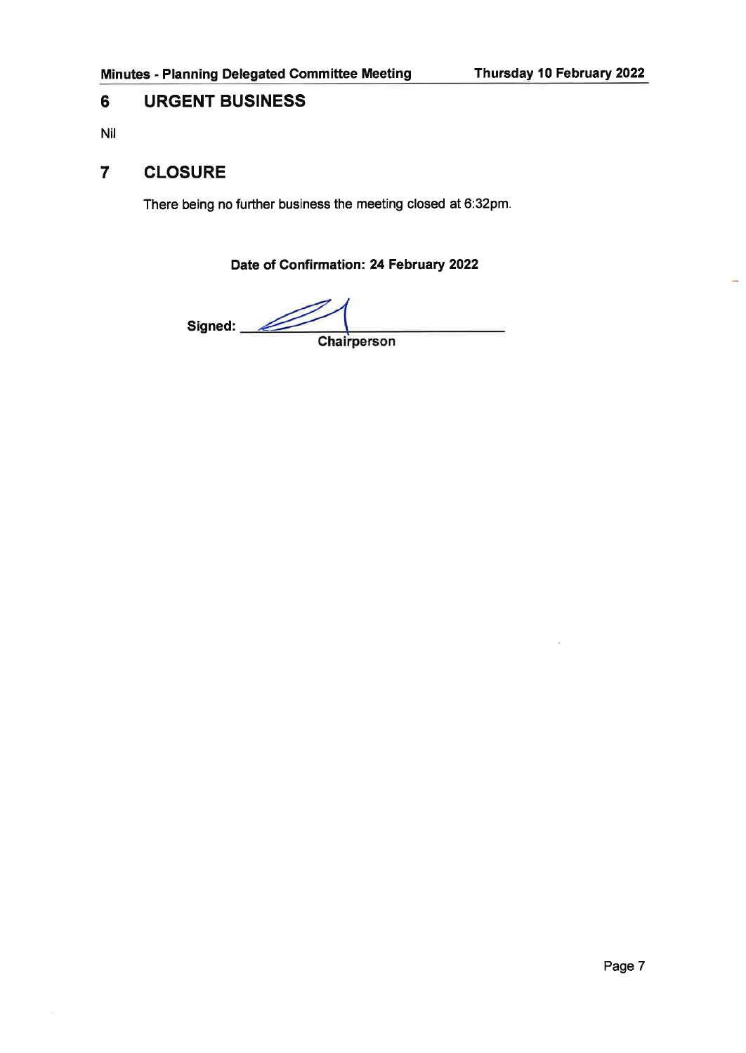## 6 URGENT BUSINESS

Nil

## 7 CLOSURE

There being no further business the meeting closed at 6:32pm.

**Date of Confirmation: 24 February 2022**

**Signed:** ______________________________
**Chairperson**